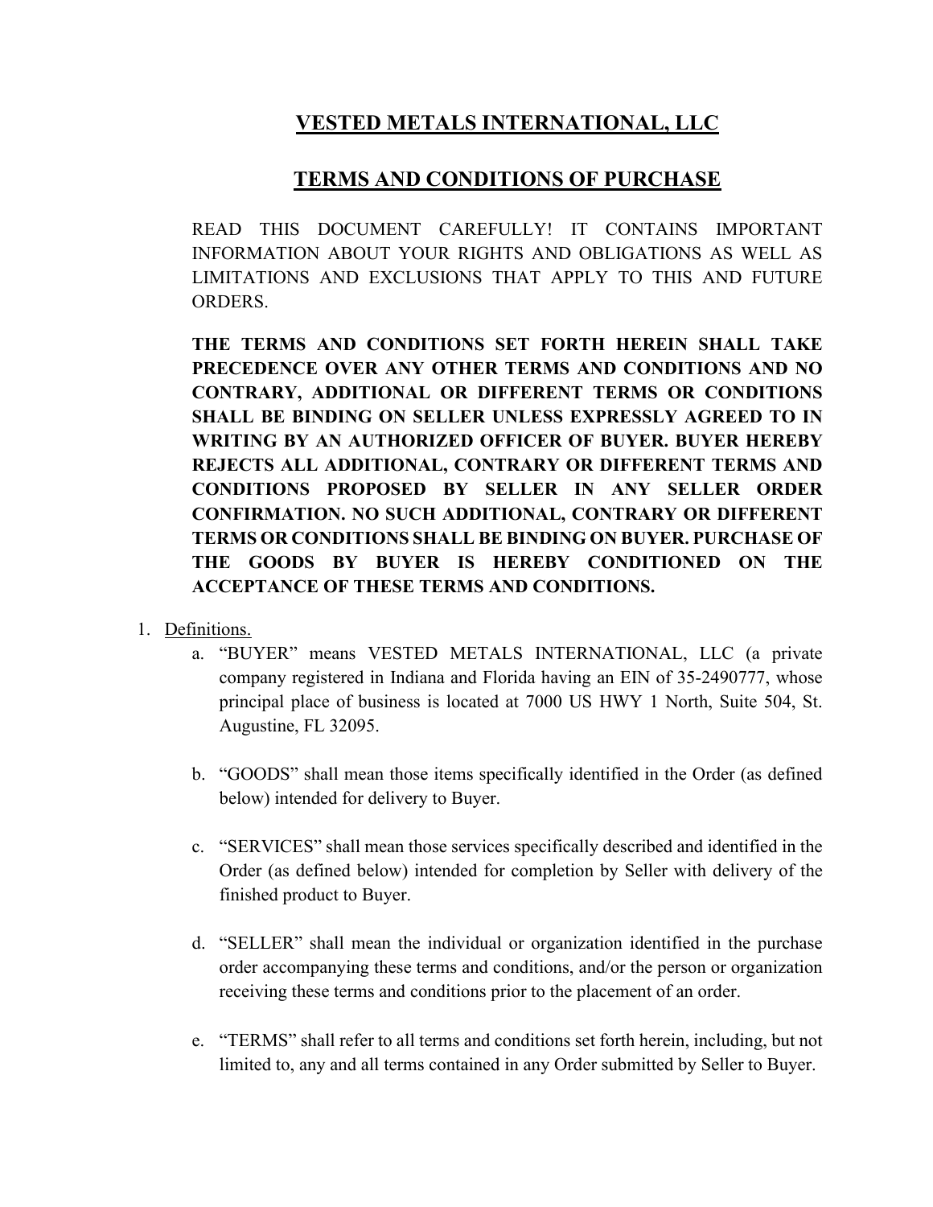# VESTED METALS INTERNATIONAL, LLC

## TERMS AND CONDITIONS OF PURCHASE

READ THIS DOCUMENT CAREFULLY! IT CONTAINS IMPORTANT INFORMATION ABOUT YOUR RIGHTS AND OBLIGATIONS AS WELL AS LIMITATIONS AND EXCLUSIONS THAT APPLY TO THIS AND FUTURE ORDERS.

**THE TERMS AND CONDITIONS SET FORTH HEREIN SHALL TAKE PRECEDENCE OVER ANY OTHER TERMS AND CONDITIONS AND NO CONTRARY, ADDITIONAL OR DIFFERENT TERMS OR CONDITIONS SHALL BE BINDING ON SELLER UNLESS EXPRESSLY AGREED TO IN WRITING BY AN AUTHORIZED OFFICER OF BUYER. BUYER HEREBY REJECTS ALL ADDITIONAL, CONTRARY OR DIFFERENT TERMS AND CONDITIONS PROPOSED BY SELLER IN ANY SELLER ORDER CONFIRMATION. NO SUCH ADDITIONAL, CONTRARY OR DIFFERENT TERMS OR CONDITIONS SHALL BE BINDING ON BUYER. PURCHASE OF THE GOODS BY BUYER IS HEREBY CONDITIONED ON THE ACCEPTANCE OF THESE TERMS AND CONDITIONS.**

1. Definitions.
   a. "BUYER" means VESTED METALS INTERNATIONAL, LLC (a private company registered in Indiana and Florida having an EIN of 35-2490777, whose principal place of business is located at 7000 US HWY 1 North, Suite 504, St. Augustine, FL 32095.

   b. "GOODS" shall mean those items specifically identified in the Order (as defined below) intended for delivery to Buyer.

   c. "SERVICES" shall mean those services specifically described and identified in the Order (as defined below) intended for completion by Seller with delivery of the finished product to Buyer.

   d. "SELLER" shall mean the individual or organization identified in the purchase order accompanying these terms and conditions, and/or the person or organization receiving these terms and conditions prior to the placement of an order.

   e. "TERMS" shall refer to all terms and conditions set forth herein, including, but not limited to, any and all terms contained in any Order submitted by Seller to Buyer.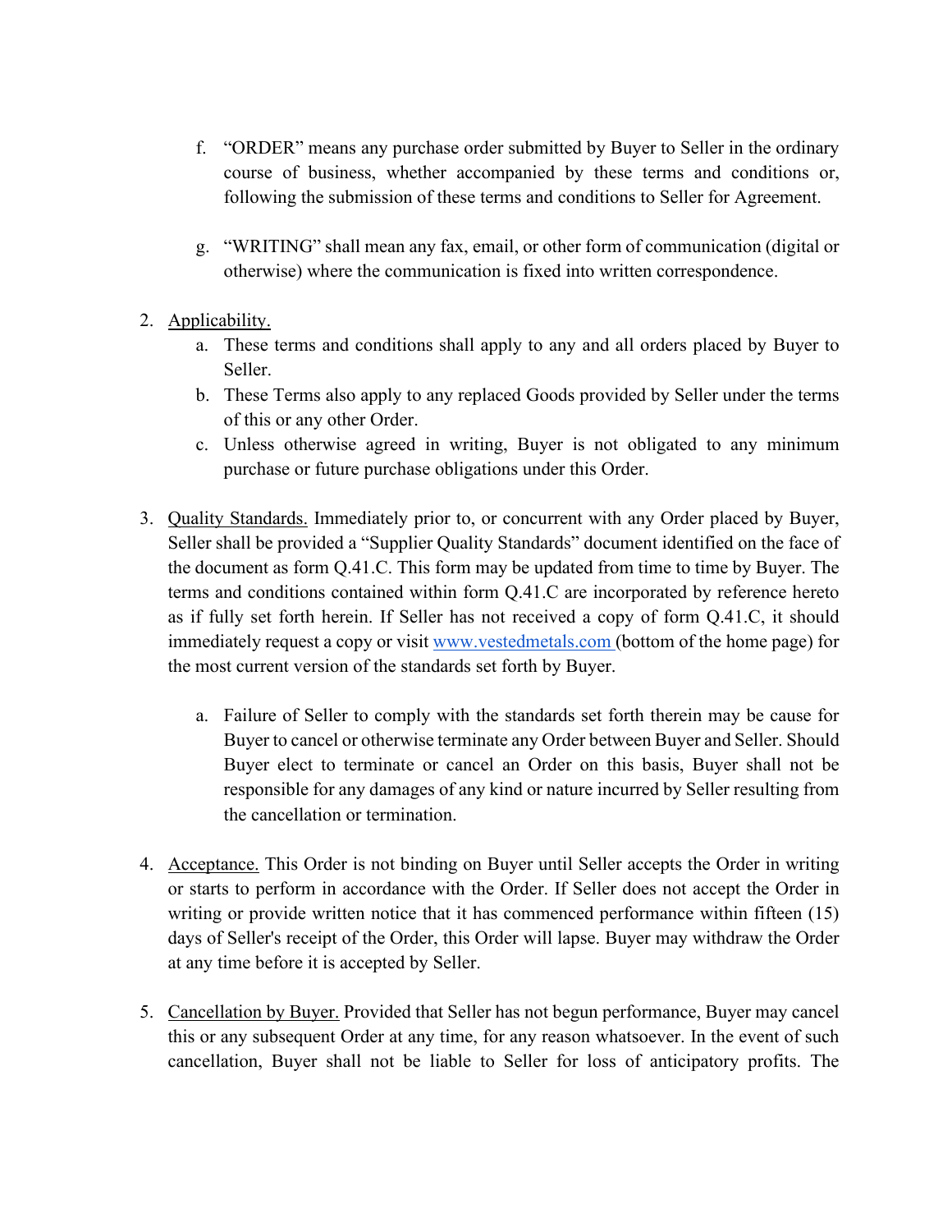f. "ORDER" means any purchase order submitted by Buyer to Seller in the ordinary course of business, whether accompanied by these terms and conditions or, following the submission of these terms and conditions to Seller for Agreement.

g. "WRITING" shall mean any fax, email, or other form of communication (digital or otherwise) where the communication is fixed into written correspondence.

2. Applicability.
   a. These terms and conditions shall apply to any and all orders placed by Buyer to Seller.
   b. These Terms also apply to any replaced Goods provided by Seller under the terms of this or any other Order.
   c. Unless otherwise agreed in writing, Buyer is not obligated to any minimum purchase or future purchase obligations under this Order.

3. Quality Standards. Immediately prior to, or concurrent with any Order placed by Buyer, Seller shall be provided a "Supplier Quality Standards" document identified on the face of the document as form Q.41.C. This form may be updated from time to time by Buyer. The terms and conditions contained within form Q.41.C are incorporated by reference hereto as if fully set forth herein. If Seller has not received a copy of form Q.41.C, it should immediately request a copy or visit [www.vestedmetals.com](http://www.vestedmetals.com) (bottom of the home page) for the most current version of the standards set forth by Buyer.

   a. Failure of Seller to comply with the standards set forth therein may be cause for Buyer to cancel or otherwise terminate any Order between Buyer and Seller. Should Buyer elect to terminate or cancel an Order on this basis, Buyer shall not be responsible for any damages of any kind or nature incurred by Seller resulting from the cancellation or termination.

4. Acceptance. This Order is not binding on Buyer until Seller accepts the Order in writing or starts to perform in accordance with the Order. If Seller does not accept the Order in writing or provide written notice that it has commenced performance within fifteen (15) days of Seller's receipt of the Order, this Order will lapse. Buyer may withdraw the Order at any time before it is accepted by Seller.

5. Cancellation by Buyer. Provided that Seller has not begun performance, Buyer may cancel this or any subsequent Order at any time, for any reason whatsoever. In the event of such cancellation, Buyer shall not be liable to Seller for loss of anticipatory profits. The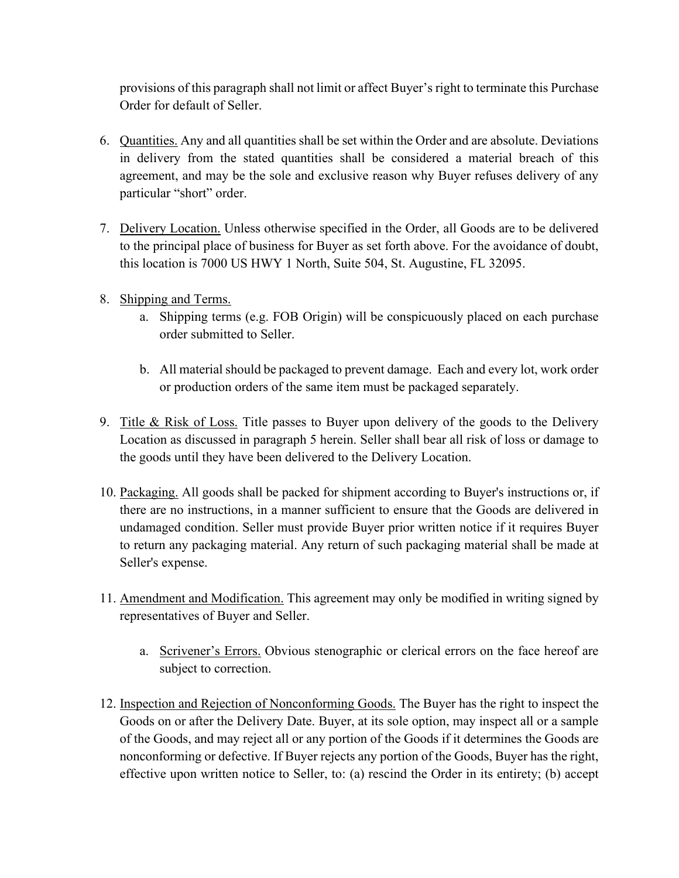provisions of this paragraph shall not limit or affect Buyer's right to terminate this Purchase Order for default of Seller.

6. <u>Quantities.</u> Any and all quantities shall be set within the Order and are absolute. Deviations in delivery from the stated quantities shall be considered a material breach of this agreement, and may be the sole and exclusive reason why Buyer refuses delivery of any particular "short" order.

7. <u>Delivery Location.</u> Unless otherwise specified in the Order, all Goods are to be delivered to the principal place of business for Buyer as set forth above. For the avoidance of doubt, this location is 7000 US HWY 1 North, Suite 504, St. Augustine, FL 32095.

8. <u>Shipping and Terms.</u>
   a. Shipping terms (e.g. FOB Origin) will be conspicuously placed on each purchase order submitted to Seller.

   b. All material should be packaged to prevent damage. Each and every lot, work order or production orders of the same item must be packaged separately.

9. <u>Title & Risk of Loss.</u> Title passes to Buyer upon delivery of the goods to the Delivery Location as discussed in paragraph 5 herein. Seller shall bear all risk of loss or damage to the goods until they have been delivered to the Delivery Location.

10. <u>Packaging.</u> All goods shall be packed for shipment according to Buyer's instructions or, if there are no instructions, in a manner sufficient to ensure that the Goods are delivered in undamaged condition. Seller must provide Buyer prior written notice if it requires Buyer to return any packaging material. Any return of such packaging material shall be made at Seller's expense.

11. <u>Amendment and Modification.</u> This agreement may only be modified in writing signed by representatives of Buyer and Seller.

    a. <u>Scrivener's Errors.</u> Obvious stenographic or clerical errors on the face hereof are subject to correction.

12. <u>Inspection and Rejection of Nonconforming Goods.</u> The Buyer has the right to inspect the Goods on or after the Delivery Date. Buyer, at its sole option, may inspect all or a sample of the Goods, and may reject all or any portion of the Goods if it determines the Goods are nonconforming or defective. If Buyer rejects any portion of the Goods, Buyer has the right, effective upon written notice to Seller, to: (a) rescind the Order in its entirety; (b) accept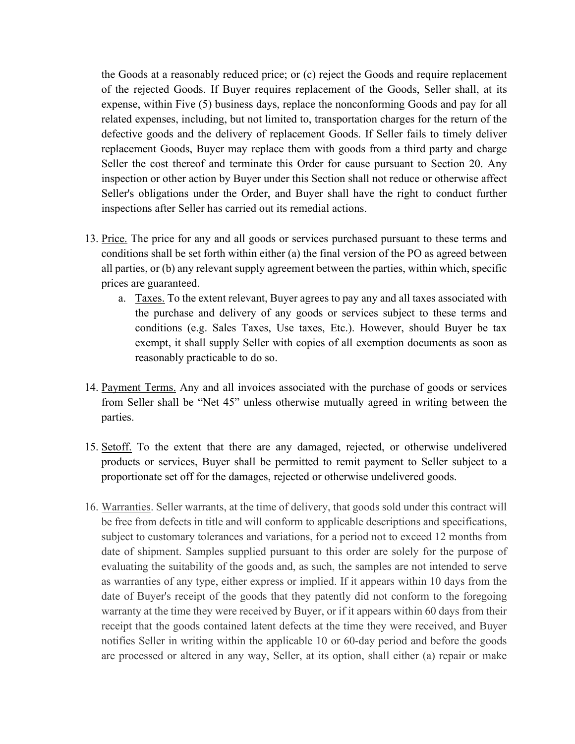the Goods at a reasonably reduced price; or (c) reject the Goods and require replacement of the rejected Goods. If Buyer requires replacement of the Goods, Seller shall, at its expense, within Five (5) business days, replace the nonconforming Goods and pay for all related expenses, including, but not limited to, transportation charges for the return of the defective goods and the delivery of replacement Goods. If Seller fails to timely deliver replacement Goods, Buyer may replace them with goods from a third party and charge Seller the cost thereof and terminate this Order for cause pursuant to Section 20. Any inspection or other action by Buyer under this Section shall not reduce or otherwise affect Seller's obligations under the Order, and Buyer shall have the right to conduct further inspections after Seller has carried out its remedial actions.

13. Price. The price for any and all goods or services purchased pursuant to these terms and conditions shall be set forth within either (a) the final version of the PO as agreed between all parties, or (b) any relevant supply agreement between the parties, within which, specific prices are guaranteed.
    a. Taxes. To the extent relevant, Buyer agrees to pay any and all taxes associated with the purchase and delivery of any goods or services subject to these terms and conditions (e.g. Sales Taxes, Use taxes, Etc.). However, should Buyer be tax exempt, it shall supply Seller with copies of all exemption documents as soon as reasonably practicable to do so.

14. Payment Terms. Any and all invoices associated with the purchase of goods or services from Seller shall be "Net 45" unless otherwise mutually agreed in writing between the parties.

15. Setoff. To the extent that there are any damaged, rejected, or otherwise undelivered products or services, Buyer shall be permitted to remit payment to Seller subject to a proportionate set off for the damages, rejected or otherwise undelivered goods.

16. Warranties. Seller warrants, at the time of delivery, that goods sold under this contract will be free from defects in title and will conform to applicable descriptions and specifications, subject to customary tolerances and variations, for a period not to exceed 12 months from date of shipment. Samples supplied pursuant to this order are solely for the purpose of evaluating the suitability of the goods and, as such, the samples are not intended to serve as warranties of any type, either express or implied. If it appears within 10 days from the date of Buyer's receipt of the goods that they patently did not conform to the foregoing warranty at the time they were received by Buyer, or if it appears within 60 days from their receipt that the goods contained latent defects at the time they were received, and Buyer notifies Seller in writing within the applicable 10 or 60-day period and before the goods are processed or altered in any way, Seller, at its option, shall either (a) repair or make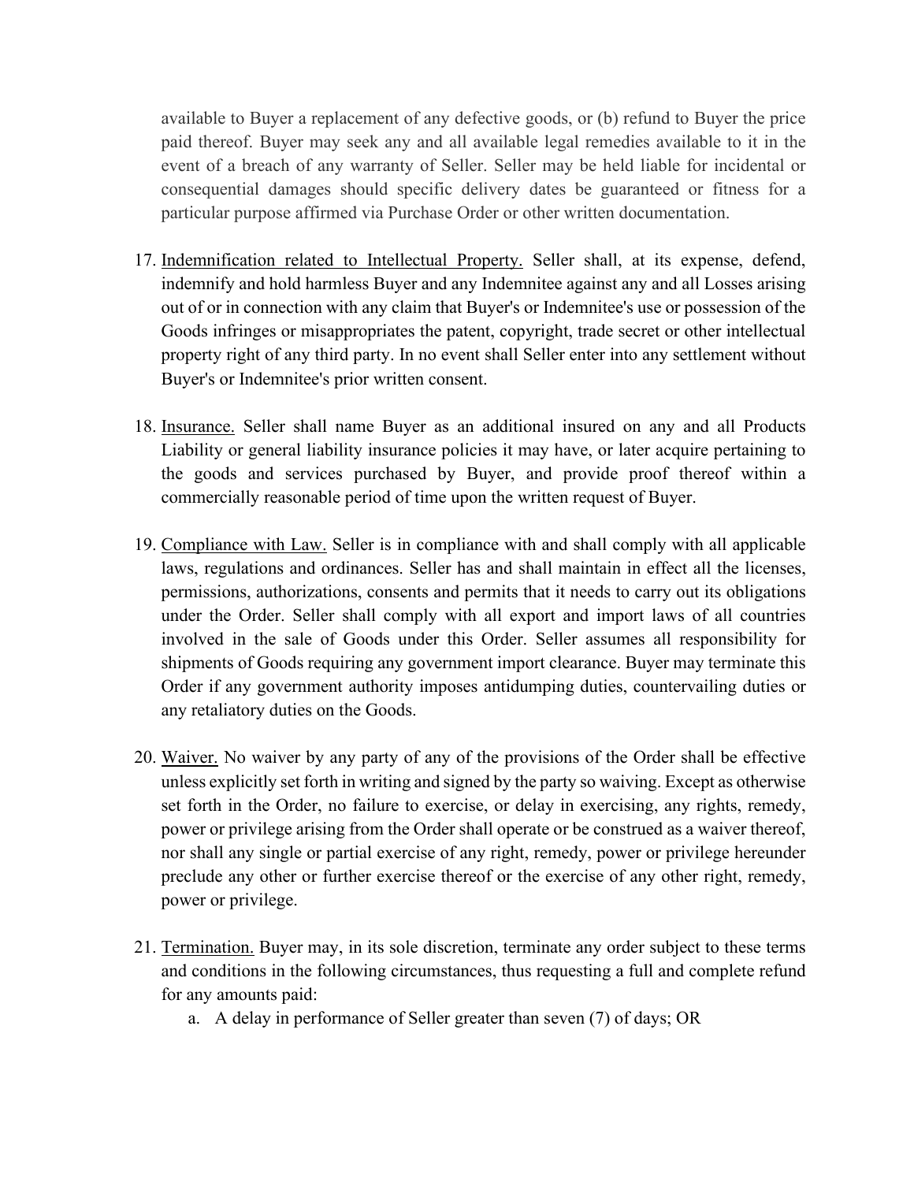available to Buyer a replacement of any defective goods, or (b) refund to Buyer the price paid thereof. Buyer may seek any and all available legal remedies available to it in the event of a breach of any warranty of Seller. Seller may be held liable for incidental or consequential damages should specific delivery dates be guaranteed or fitness for a particular purpose affirmed via Purchase Order or other written documentation.

17. Indemnification related to Intellectual Property. Seller shall, at its expense, defend, indemnify and hold harmless Buyer and any Indemnitee against any and all Losses arising out of or in connection with any claim that Buyer's or Indemnitee's use or possession of the Goods infringes or misappropriates the patent, copyright, trade secret or other intellectual property right of any third party. In no event shall Seller enter into any settlement without Buyer's or Indemnitee's prior written consent.

18. Insurance. Seller shall name Buyer as an additional insured on any and all Products Liability or general liability insurance policies it may have, or later acquire pertaining to the goods and services purchased by Buyer, and provide proof thereof within a commercially reasonable period of time upon the written request of Buyer.

19. Compliance with Law. Seller is in compliance with and shall comply with all applicable laws, regulations and ordinances. Seller has and shall maintain in effect all the licenses, permissions, authorizations, consents and permits that it needs to carry out its obligations under the Order. Seller shall comply with all export and import laws of all countries involved in the sale of Goods under this Order. Seller assumes all responsibility for shipments of Goods requiring any government import clearance. Buyer may terminate this Order if any government authority imposes antidumping duties, countervailing duties or any retaliatory duties on the Goods.

20. Waiver. No waiver by any party of any of the provisions of the Order shall be effective unless explicitly set forth in writing and signed by the party so waiving. Except as otherwise set forth in the Order, no failure to exercise, or delay in exercising, any rights, remedy, power or privilege arising from the Order shall operate or be construed as a waiver thereof, nor shall any single or partial exercise of any right, remedy, power or privilege hereunder preclude any other or further exercise thereof or the exercise of any other right, remedy, power or privilege.

21. Termination. Buyer may, in its sole discretion, terminate any order subject to these terms and conditions in the following circumstances, thus requesting a full and complete refund for any amounts paid:
    a. A delay in performance of Seller greater than seven (7) of days; OR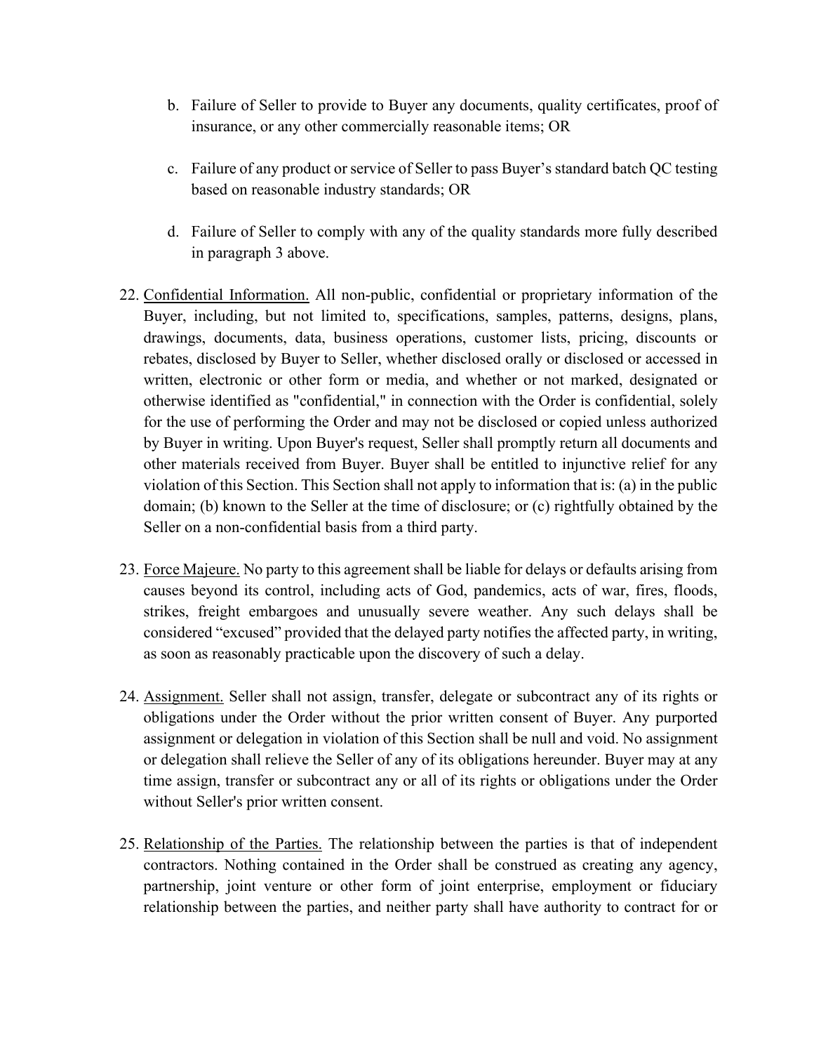b. Failure of Seller to provide to Buyer any documents, quality certificates, proof of insurance, or any other commercially reasonable items; OR

c. Failure of any product or service of Seller to pass Buyer's standard batch QC testing based on reasonable industry standards; OR

d. Failure of Seller to comply with any of the quality standards more fully described in paragraph 3 above.

22. <u>Confidential Information.</u> All non-public, confidential or proprietary information of the Buyer, including, but not limited to, specifications, samples, patterns, designs, plans, drawings, documents, data, business operations, customer lists, pricing, discounts or rebates, disclosed by Buyer to Seller, whether disclosed orally or disclosed or accessed in written, electronic or other form or media, and whether or not marked, designated or otherwise identified as "confidential," in connection with the Order is confidential, solely for the use of performing the Order and may not be disclosed or copied unless authorized by Buyer in writing. Upon Buyer's request, Seller shall promptly return all documents and other materials received from Buyer. Buyer shall be entitled to injunctive relief for any violation of this Section. This Section shall not apply to information that is: (a) in the public domain; (b) known to the Seller at the time of disclosure; or (c) rightfully obtained by the Seller on a non-confidential basis from a third party.

23. <u>Force Majeure.</u> No party to this agreement shall be liable for delays or defaults arising from causes beyond its control, including acts of God, pandemics, acts of war, fires, floods, strikes, freight embargoes and unusually severe weather. Any such delays shall be considered "excused" provided that the delayed party notifies the affected party, in writing, as soon as reasonably practicable upon the discovery of such a delay.

24. <u>Assignment.</u> Seller shall not assign, transfer, delegate or subcontract any of its rights or obligations under the Order without the prior written consent of Buyer. Any purported assignment or delegation in violation of this Section shall be null and void. No assignment or delegation shall relieve the Seller of any of its obligations hereunder. Buyer may at any time assign, transfer or subcontract any or all of its rights or obligations under the Order without Seller's prior written consent.

25. <u>Relationship of the Parties.</u> The relationship between the parties is that of independent contractors. Nothing contained in the Order shall be construed as creating any agency, partnership, joint venture or other form of joint enterprise, employment or fiduciary relationship between the parties, and neither party shall have authority to contract for or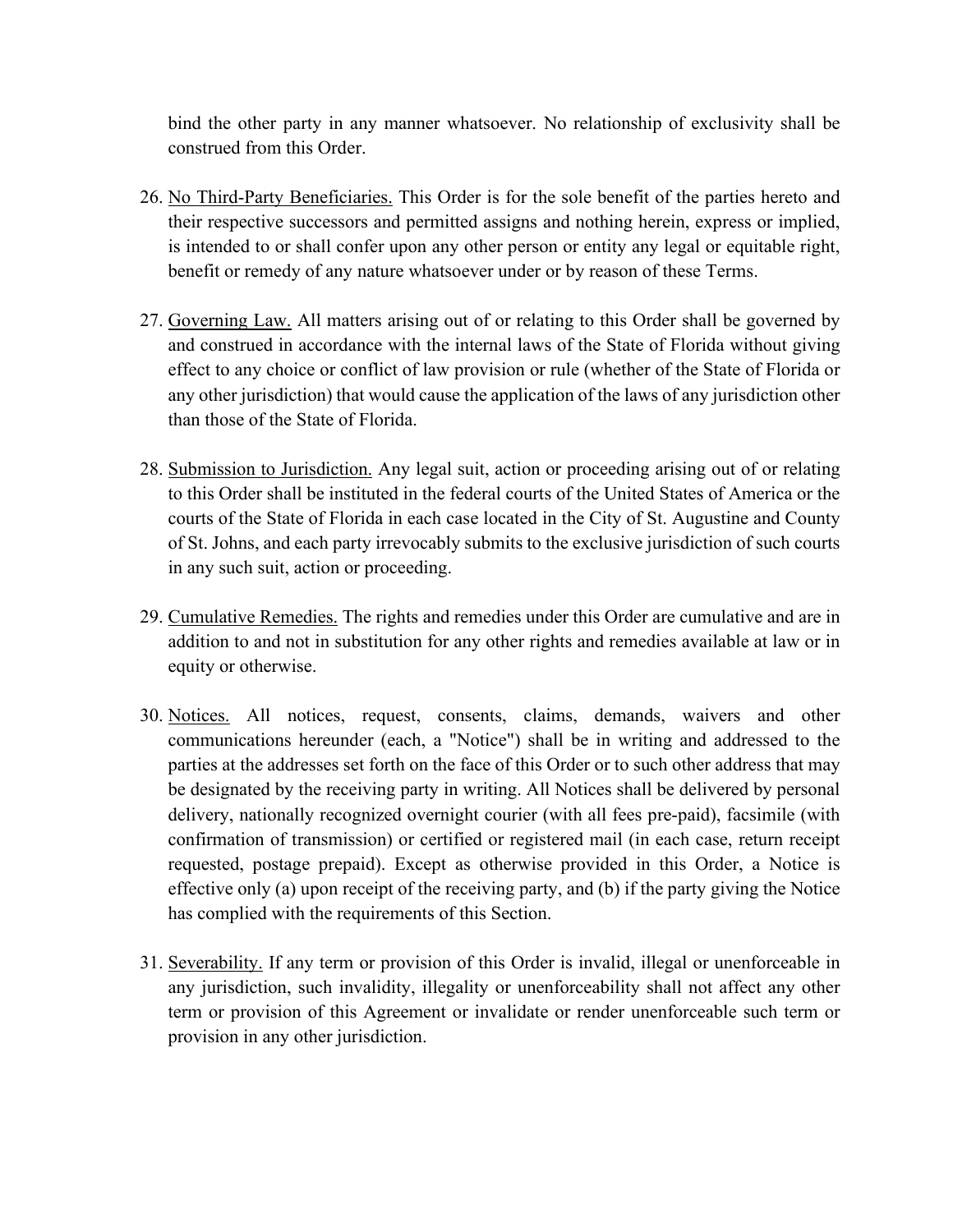bind the other party in any manner whatsoever. No relationship of exclusivity shall be construed from this Order.

26. <u>No Third-Party Beneficiaries.</u> This Order is for the sole benefit of the parties hereto and their respective successors and permitted assigns and nothing herein, express or implied, is intended to or shall confer upon any other person or entity any legal or equitable right, benefit or remedy of any nature whatsoever under or by reason of these Terms.

27. <u>Governing Law.</u> All matters arising out of or relating to this Order shall be governed by and construed in accordance with the internal laws of the State of Florida without giving effect to any choice or conflict of law provision or rule (whether of the State of Florida or any other jurisdiction) that would cause the application of the laws of any jurisdiction other than those of the State of Florida.

28. <u>Submission to Jurisdiction.</u> Any legal suit, action or proceeding arising out of or relating to this Order shall be instituted in the federal courts of the United States of America or the courts of the State of Florida in each case located in the City of St. Augustine and County of St. Johns, and each party irrevocably submits to the exclusive jurisdiction of such courts in any such suit, action or proceeding.

29. <u>Cumulative Remedies.</u> The rights and remedies under this Order are cumulative and are in addition to and not in substitution for any other rights and remedies available at law or in equity or otherwise.

30. <u>Notices.</u> All notices, request, consents, claims, demands, waivers and other communications hereunder (each, a "Notice") shall be in writing and addressed to the parties at the addresses set forth on the face of this Order or to such other address that may be designated by the receiving party in writing. All Notices shall be delivered by personal delivery, nationally recognized overnight courier (with all fees pre-paid), facsimile (with confirmation of transmission) or certified or registered mail (in each case, return receipt requested, postage prepaid). Except as otherwise provided in this Order, a Notice is effective only (a) upon receipt of the receiving party, and (b) if the party giving the Notice has complied with the requirements of this Section.

31. <u>Severability.</u> If any term or provision of this Order is invalid, illegal or unenforceable in any jurisdiction, such invalidity, illegality or unenforceability shall not affect any other term or provision of this Agreement or invalidate or render unenforceable such term or provision in any other jurisdiction.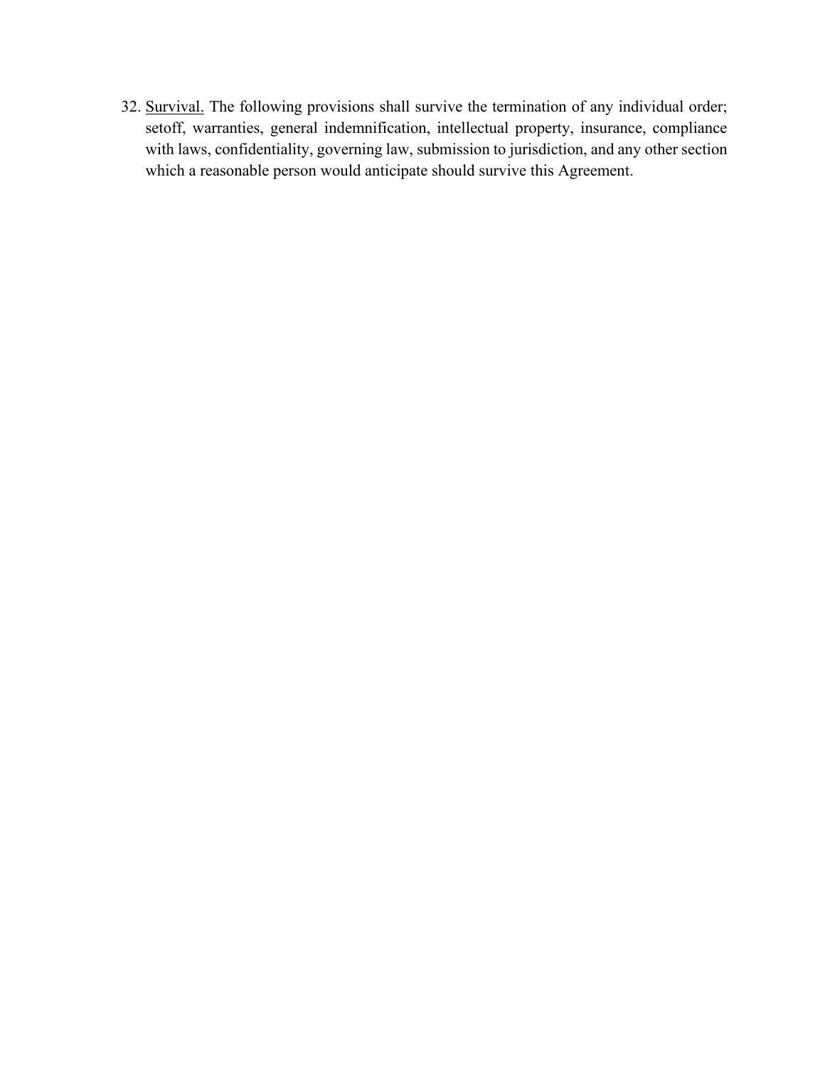32. <u>Survival.</u> The following provisions shall survive the termination of any individual order; setoff, warranties, general indemnification, intellectual property, insurance, compliance with laws, confidentiality, governing law, submission to jurisdiction, and any other section which a reasonable person would anticipate should survive this Agreement.